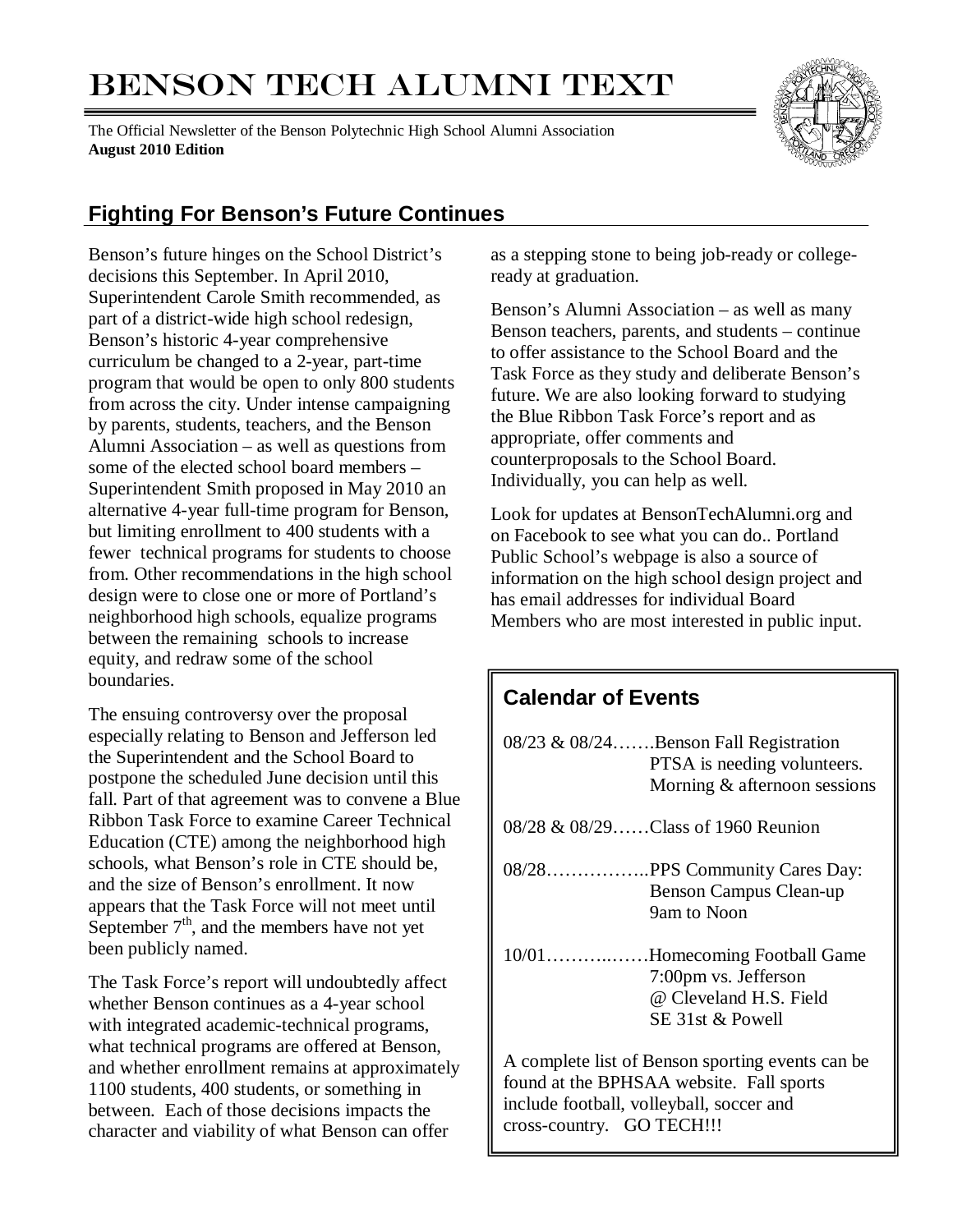# Benson Tech Alumni Text

The Official Newsletter of the Benson Polytechnic High School Alumni Association
**August 2010 Edition**

## Fighting For Benson's Future Continues

Benson's future hinges on the School District's decisions this September. In April 2010, Superintendent Carole Smith recommended, as part of a district-wide high school redesign, Benson's historic 4-year comprehensive curriculum be changed to a 2-year, part-time program that would be open to only 800 students from across the city. Under intense campaigning by parents, students, teachers, and the Benson Alumni Association – as well as questions from some of the elected school board members – Superintendent Smith proposed in May 2010 an alternative 4-year full-time program for Benson, but limiting enrollment to 400 students with a fewer technical programs for students to choose from. Other recommendations in the high school design were to close one or more of Portland's neighborhood high schools, equalize programs between the remaining schools to increase equity, and redraw some of the school boundaries.

The ensuing controversy over the proposal especially relating to Benson and Jefferson led the Superintendent and the School Board to postpone the scheduled June decision until this fall. Part of that agreement was to convene a Blue Ribbon Task Force to examine Career Technical Education (CTE) among the neighborhood high schools, what Benson's role in CTE should be, and the size of Benson's enrollment. It now appears that the Task Force will not meet until September 7th, and the members have not yet been publicly named.

The Task Force's report will undoubtedly affect whether Benson continues as a 4-year school with integrated academic-technical programs, what technical programs are offered at Benson, and whether enrollment remains at approximately 1100 students, 400 students, or something in between. Each of those decisions impacts the character and viability of what Benson can offer as a stepping stone to being job-ready or college-ready at graduation.

Benson's Alumni Association – as well as many Benson teachers, parents, and students – continue to offer assistance to the School Board and the Task Force as they study and deliberate Benson's future. We are also looking forward to studying the Blue Ribbon Task Force's report and as appropriate, offer comments and counterproposals to the School Board. Individually, you can help as well.

Look for updates at BensonTechAlumni.org and on Facebook to see what you can do.. Portland Public School's webpage is also a source of information on the high school design project and has email addresses for individual Board Members who are most interested in public input.

## Calendar of Events

08/23 & 08/24…….Benson Fall Registration
PTSA is needing volunteers.
Morning & afternoon sessions

08/28 & 08/29……Class of 1960 Reunion

08/28……………..PPS Community Cares Day:
Benson Campus Clean-up
9am to Noon

10/01………..……Homecoming Football Game
7:00pm vs. Jefferson
@ Cleveland H.S. Field
SE 31st & Powell

A complete list of Benson sporting events can be found at the BPHSAA website. Fall sports include football, volleyball, soccer and cross-country. GO TECH!!!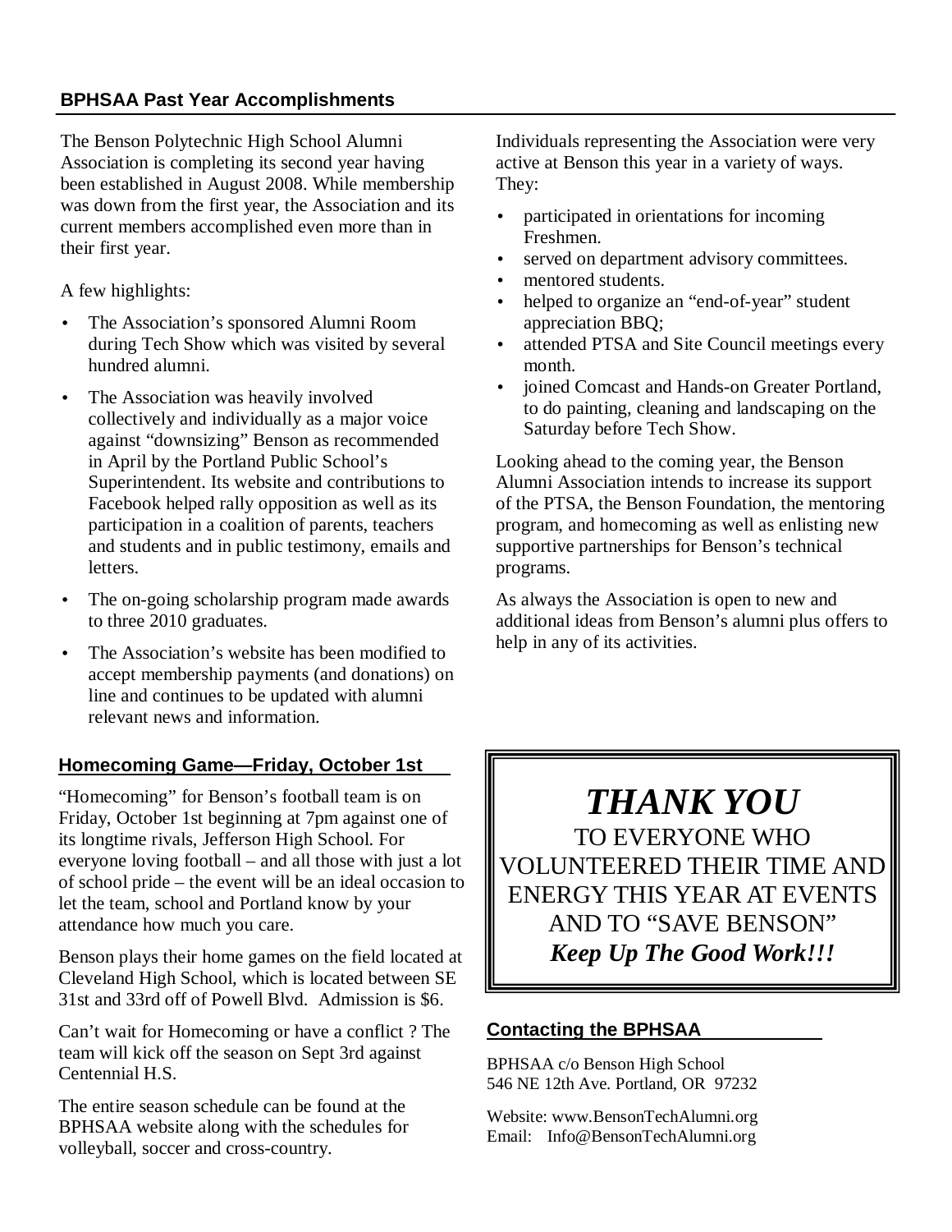## BPHSAA Past Year Accomplishments

The Benson Polytechnic High School Alumni Association is completing its second year having been established in August 2008. While membership was down from the first year, the Association and its current members accomplished even more than in their first year.

A few highlights:

- The Association's sponsored Alumni Room during Tech Show which was visited by several hundred alumni.
- The Association was heavily involved collectively and individually as a major voice against "downsizing" Benson as recommended in April by the Portland Public School's Superintendent. Its website and contributions to Facebook helped rally opposition as well as its participation in a coalition of parents, teachers and students and in public testimony, emails and letters.
- The on-going scholarship program made awards to three 2010 graduates.
- The Association's website has been modified to accept membership payments (and donations) on line and continues to be updated with alumni relevant news and information.

Individuals representing the Association were very active at Benson this year in a variety of ways. They:

- participated in orientations for incoming Freshmen.
- served on department advisory committees.
- mentored students.
- helped to organize an "end-of-year" student appreciation BBQ;
- attended PTSA and Site Council meetings every month.
- joined Comcast and Hands-on Greater Portland, to do painting, cleaning and landscaping on the Saturday before Tech Show.

Looking ahead to the coming year, the Benson Alumni Association intends to increase its support of the PTSA, the Benson Foundation, the mentoring program, and homecoming as well as enlisting new supportive partnerships for Benson's technical programs.

As always the Association is open to new and additional ideas from Benson's alumni plus offers to help in any of its activities.

## Homecoming Game—Friday, October 1st

"Homecoming" for Benson's football team is on Friday, October 1st beginning at 7pm against one of its longtime rivals, Jefferson High School. For everyone loving football – and all those with just a lot of school pride – the event will be an ideal occasion to let the team, school and Portland know by your attendance how much you care.

Benson plays their home games on the field located at Cleveland High School, which is located between SE 31st and 33rd off of Powell Blvd. Admission is $6.

Can't wait for Homecoming or have a conflict ? The team will kick off the season on Sept 3rd against Centennial H.S.

The entire season schedule can be found at the BPHSAA website along with the schedules for volleyball, soccer and cross-country.

***THANK YOU***

TO EVERYONE WHO VOLUNTEERED THEIR TIME AND ENERGY THIS YEAR AT EVENTS AND TO "SAVE BENSON"

***Keep Up The Good Work!!!***

## Contacting the BPHSAA

BPHSAA c/o Benson High School
546 NE 12th Ave. Portland, OR 97232

Website: www.BensonTechAlumni.org
Email: Info@BensonTechAlumni.org